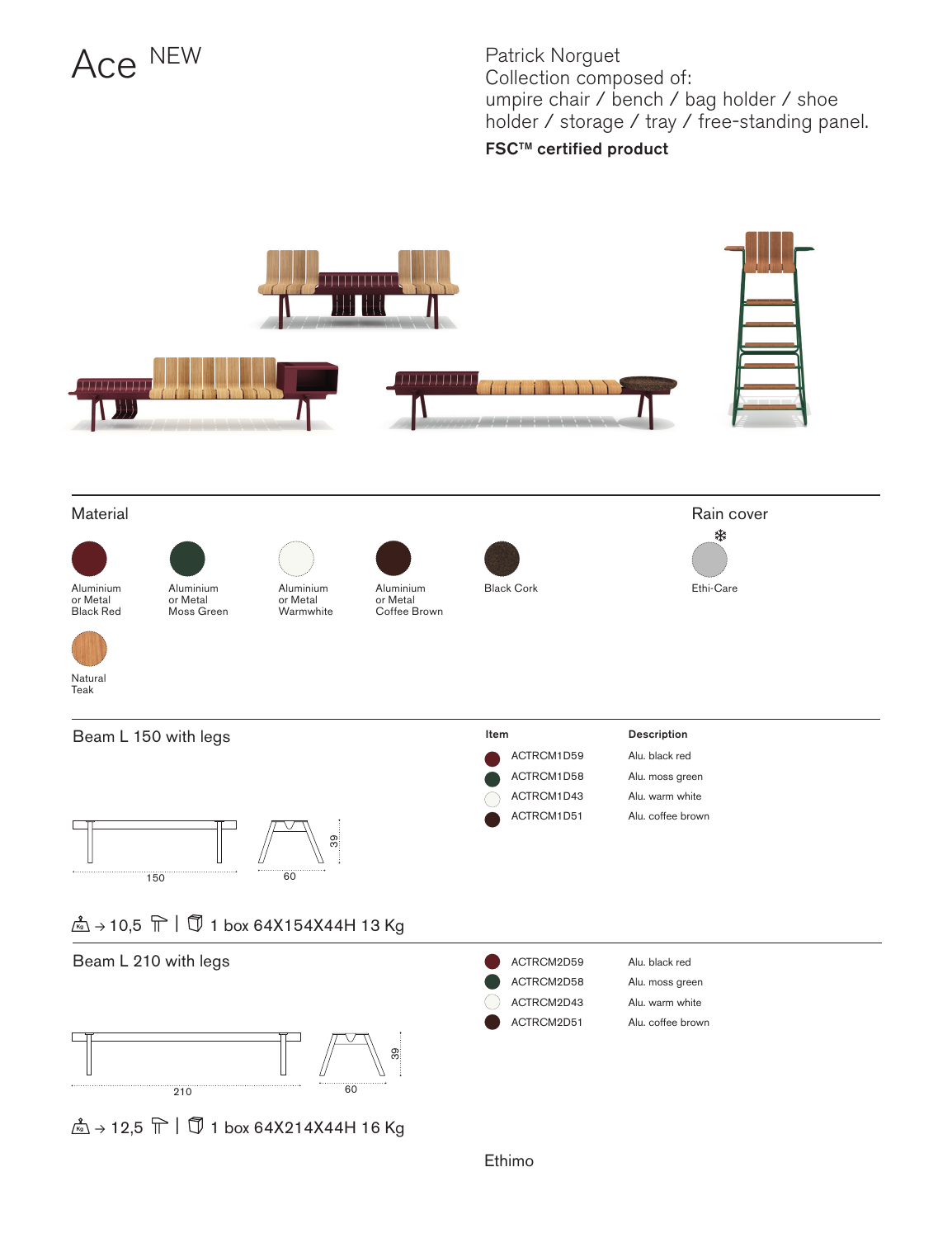# Ace NEW

Patrick Norguet
Collection composed of:
umpire chair / bench / bag holder / shoe holder / storage / tray / free-standing panel.

**FSC™ certified product**

## Material

- Aluminium or Metal Black Red
- Aluminium or Metal Moss Green
- Aluminium or Metal Warmwhite
- Aluminium or Metal Coffee Brown
- Black Cork
- Natural Teak

## Rain cover

- Ethi-Care

## Beam L 150 with legs

| Item | Description |
|---|---|
| ACTRCM1D59 | Alu. black red |
| ACTRCM1D58 | Alu. moss green |
| ACTRCM1D43 | Alu. warm white |
| ACTRCM1D51 | Alu. coffee brown |

150 / 60 / 39

→ 10,5 | 1 box 64X154X44H 13 Kg

## Beam L 210 with legs

| Item | Description |
|---|---|
| ACTRCM2D59 | Alu. black red |
| ACTRCM2D58 | Alu. moss green |
| ACTRCM2D43 | Alu. warm white |
| ACTRCM2D51 | Alu. coffee brown |

210 / 60 / 39

→ 12,5 | 1 box 64X214X44H 16 Kg

Ethimo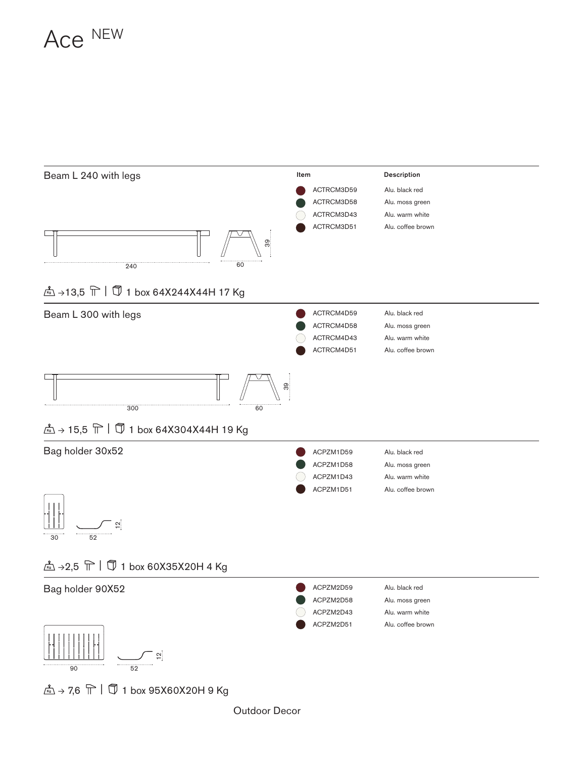# Ace NEW

## Beam L 240 with legs

| Item | Description |
|---|---|
| ACTRCM3D59 | Alu. black red |
| ACTRCM3D58 | Alu. moss green |
| ACTRCM3D43 | Alu. warm white |
| ACTRCM3D51 | Alu. coffee brown |

240 60 39

→13,5 | 1 box 64X244X44H 17 Kg

## Beam L 300 with legs

| Item | Description |
|---|---|
| ACTRCM4D59 | Alu. black red |
| ACTRCM4D58 | Alu. moss green |
| ACTRCM4D43 | Alu. warm white |
| ACTRCM4D51 | Alu. coffee brown |

300 60 39

→ 15,5 | 1 box 64X304X44H 19 Kg

## Bag holder 30x52

| Item | Description |
|---|---|
| ACPZM1D59 | Alu. black red |
| ACPZM1D58 | Alu. moss green |
| ACPZM1D43 | Alu. warm white |
| ACPZM1D51 | Alu. coffee brown |

30 52 12

→2,5 | 1 box 60X35X20H 4 Kg

## Bag holder 90X52

| Item | Description |
|---|---|
| ACPZM2D59 | Alu. black red |
| ACPZM2D58 | Alu. moss green |
| ACPZM2D43 | Alu. warm white |
| ACPZM2D51 | Alu. coffee brown |

90 52 12

→ 7,6 | 1 box 95X60X20H 9 Kg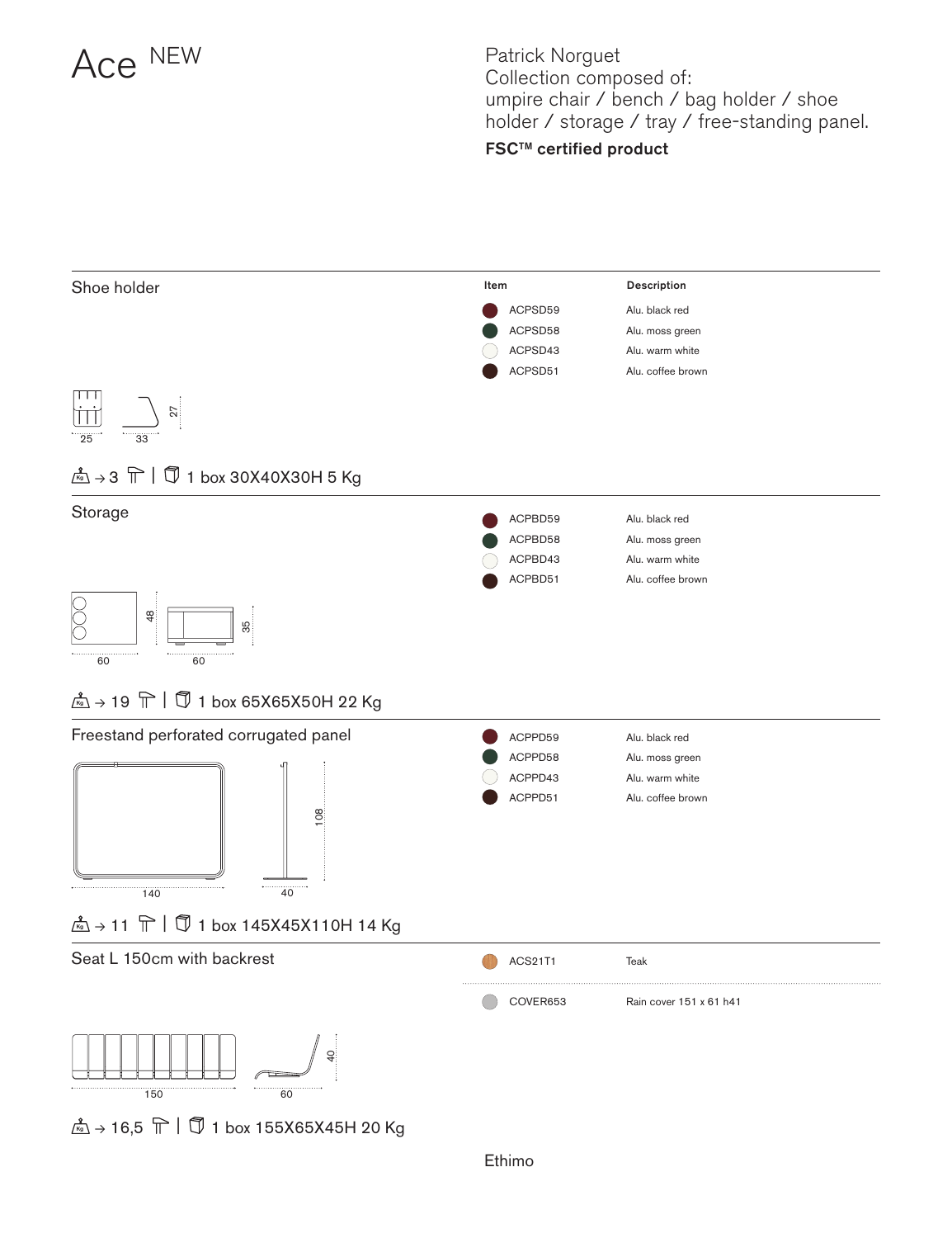# Ace NEW

Patrick Norguet
Collection composed of:
umpire chair / bench / bag holder / shoe holder / storage / tray / free-standing panel.

**FSC™ certified product**

## Shoe holder

| Item | Description |
|---|---|
| ACPSD59 | Alu. black red |
| ACPSD58 | Alu. moss green |
| ACPSD43 | Alu. warm white |
| ACPSD51 | Alu. coffee brown |

25 · 33 · 27

→ 3 | 1 box 30X40X30H 5 Kg

## Storage

| Item | Description |
|---|---|
| ACPBD59 | Alu. black red |
| ACPBD58 | Alu. moss green |
| ACPBD43 | Alu. warm white |
| ACPBD51 | Alu. coffee brown |

60 · 48 · 60 · 35

→ 19 | 1 box 65X65X50H 22 Kg

## Freestand perforated corrugated panel

| Item | Description |
|---|---|
| ACPPD59 | Alu. black red |
| ACPPD58 | Alu. moss green |
| ACPPD43 | Alu. warm white |
| ACPPD51 | Alu. coffee brown |

140 · 40 · 108

→ 11 | 1 box 145X45X110H 14 Kg

## Seat L 150cm with backrest

| Item | Description |
|---|---|
| ACS21T1 | Teak |
| COVER653 | Rain cover 151 x 61 h41 |

150 · 60 · 40

→ 16,5 | 1 box 155X65X45H 20 Kg

Ethimo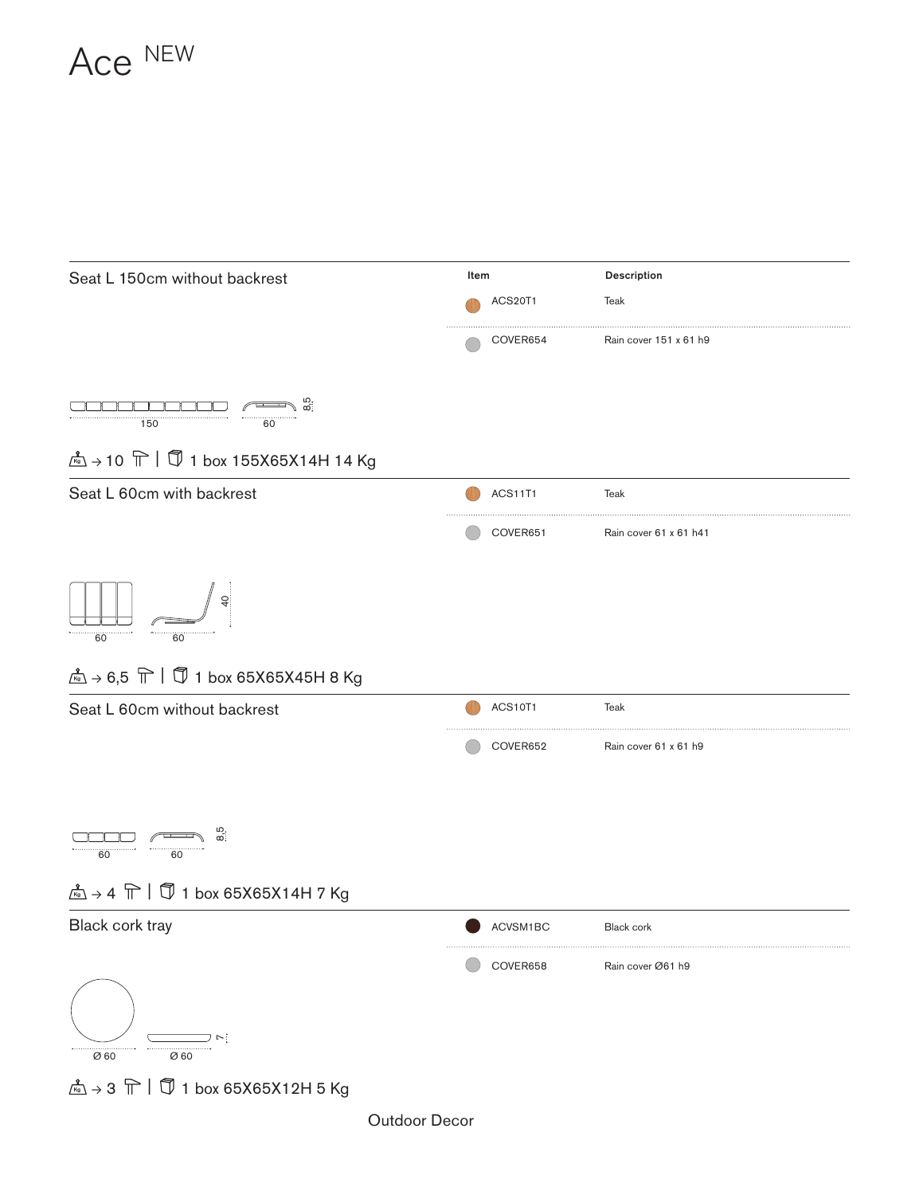# Ace NEW

## Seat L 150cm without backrest

| Item | Description |
| --- | --- |
| ACS20T1 | Teak |
| COVER654 | Rain cover 151 x 61 h9 |

150 | 60 | 8,5

→ 10 | 1 box 155X65X14H 14 Kg

## Seat L 60cm with backrest

| Item | Description |
| --- | --- |
| ACS11T1 | Teak |
| COVER651 | Rain cover 61 x 61 h41 |

60 | 60 | 40

→ 6,5 | 1 box 65X65X45H 8 Kg

## Seat L 60cm without backrest

| Item | Description |
| --- | --- |
| ACS10T1 | Teak |
| COVER652 | Rain cover 61 x 61 h9 |

60 | 60 | 8,5

→ 4 | 1 box 65X65X14H 7 Kg

## Black cork tray

| Item | Description |
| --- | --- |
| ACVSM1BC | Black cork |
| COVER658 | Rain cover Ø61 h9 |

Ø 60 | Ø 60 | 7

→ 3 | 1 box 65X65X12H 5 Kg

Outdoor Decor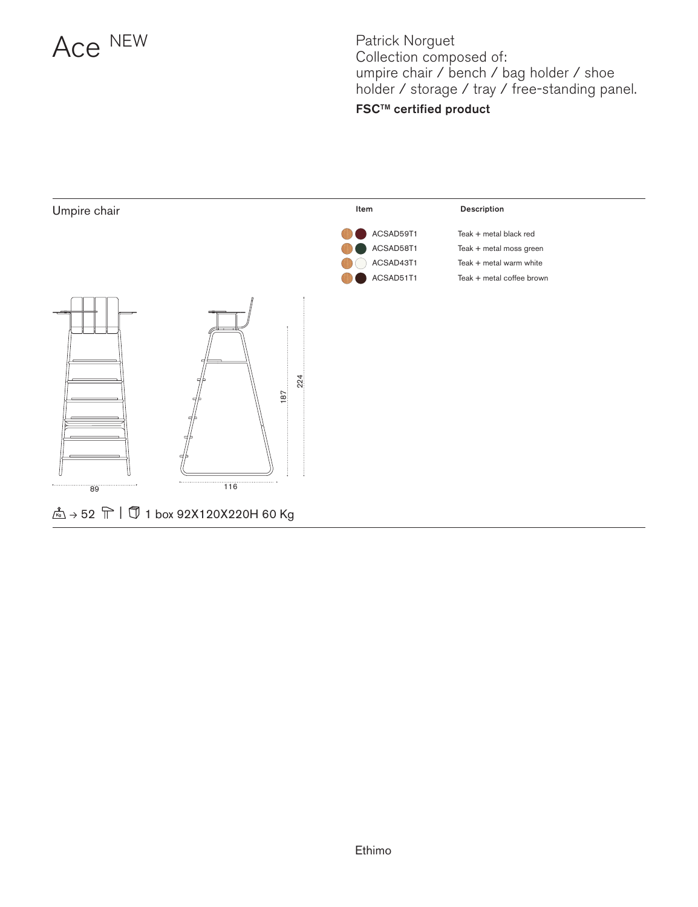# Ace NEW

Patrick Norguet
Collection composed of:
umpire chair / bench / bag holder / shoe holder / storage / tray / free-standing panel.

**FSC™ certified product**

## Umpire chair

| Item | Description |
|---|---|
| ACSAD59T1 | Teak + metal black red |
| ACSAD58T1 | Teak + metal moss green |
| ACSAD43T1 | Teak + metal warm white |
| ACSAD51T1 | Teak + metal coffee brown |

89 · 116 · 187 · 224

→ 52 | 1 box 92X120X220H 60 Kg

Ethimo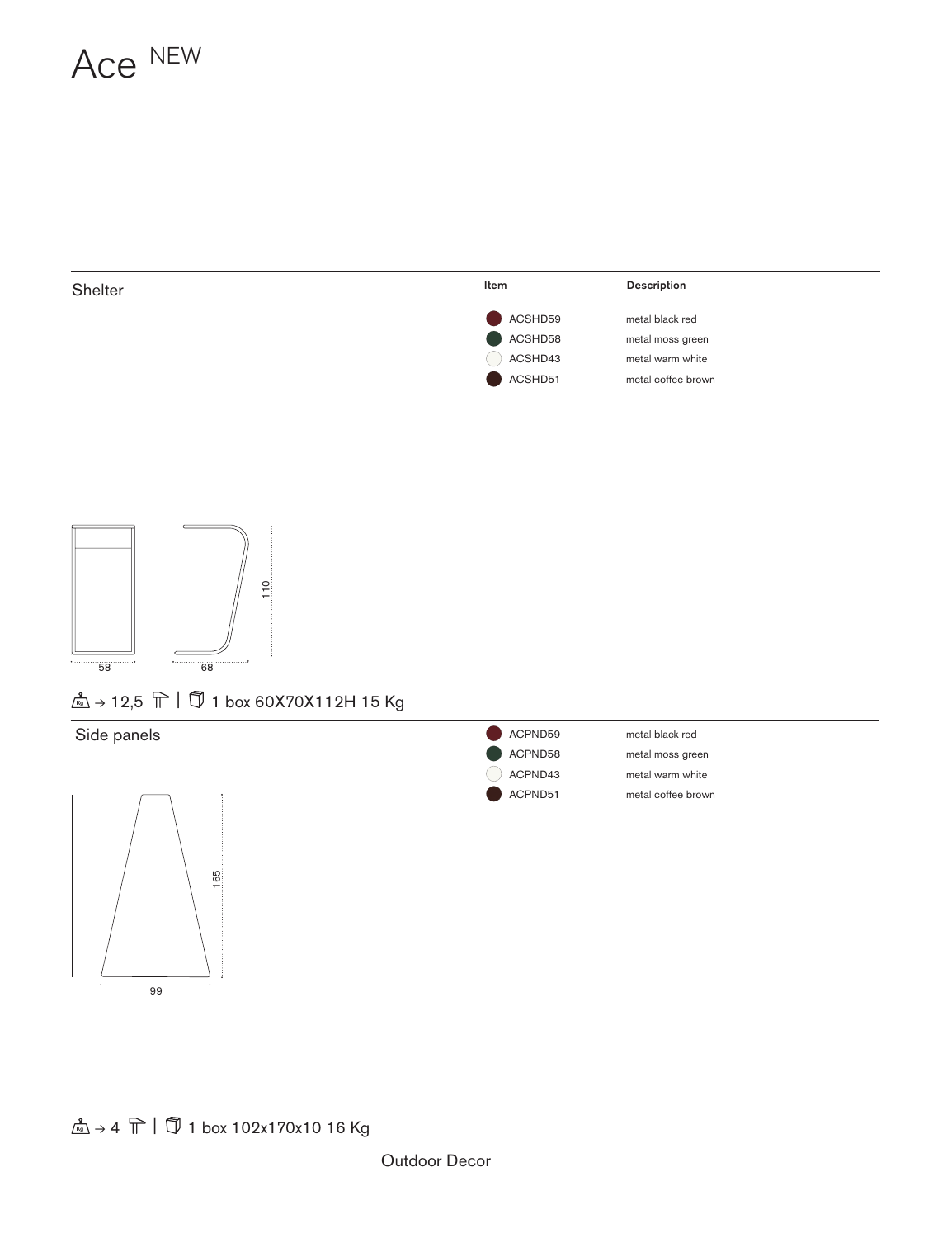# Ace NEW

## Shelter

| Item | Description |
|---|---|
| ACSHD59 | metal black red |
| ACSHD58 | metal moss green |
| ACSHD43 | metal warm white |
| ACSHD51 | metal coffee brown |

58

68

110

→ 12,5 | 1 box 60X70X112H 15 Kg

## Side panels

| Item | Description |
|---|---|
| ACPND59 | metal black red |
| ACPND58 | metal moss green |
| ACPND43 | metal warm white |
| ACPND51 | metal coffee brown |

165

99

→ 4 | 1 box 102x170x10 16 Kg

Outdoor Decor